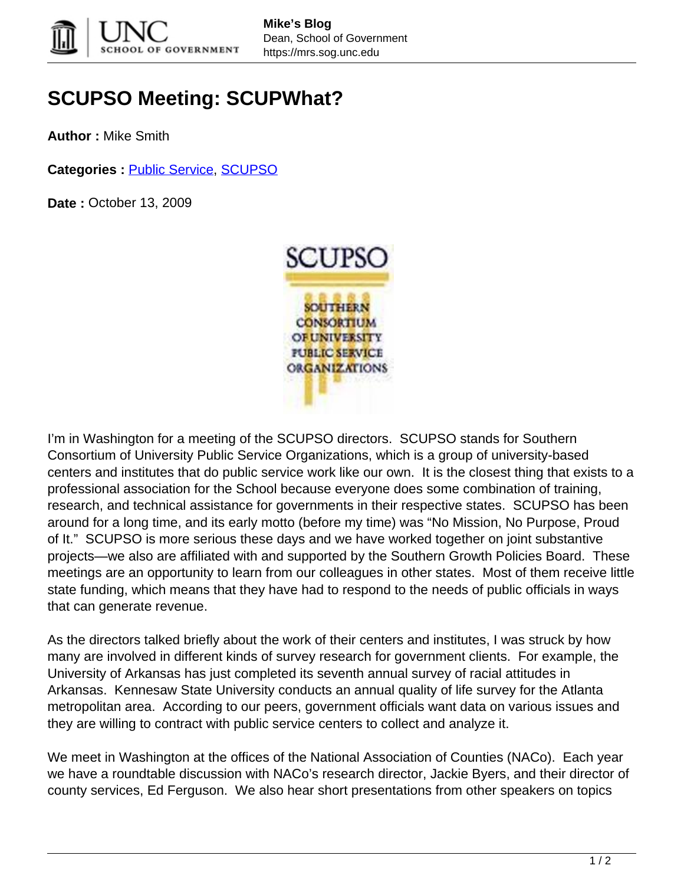# SCUPSO Meeting: SCUPWhat?

**Author :** Mike Smith

**Categories :** Public Service, SCUPSO

**Date :** October 13, 2009

I'm in Washington for a meeting of the SCUPSO directors. SCUPSO stands for Southern Consortium of University Public Service Organizations, which is a group of university-based centers and institutes that do public service work like our own. It is the closest thing that exists to a professional association for the School because everyone does some combination of training, research, and technical assistance for governments in their respective states. SCUPSO has been around for a long time, and its early motto (before my time) was "No Mission, No Purpose, Proud of It." SCUPSO is more serious these days and we have worked together on joint substantive projects—we also are affiliated with and supported by the Southern Growth Policies Board. These meetings are an opportunity to learn from our colleagues in other states. Most of them receive little state funding, which means that they have had to respond to the needs of public officials in ways that can generate revenue.

As the directors talked briefly about the work of their centers and institutes, I was struck by how many are involved in different kinds of survey research for government clients. For example, the University of Arkansas has just completed its seventh annual survey of racial attitudes in Arkansas. Kennesaw State University conducts an annual quality of life survey for the Atlanta metropolitan area. According to our peers, government officials want data on various issues and they are willing to contract with public service centers to collect and analyze it.

We meet in Washington at the offices of the National Association of Counties (NACo). Each year we have a roundtable discussion with NACo's research director, Jackie Byers, and their director of county services, Ed Ferguson. We also hear short presentations from other speakers on topics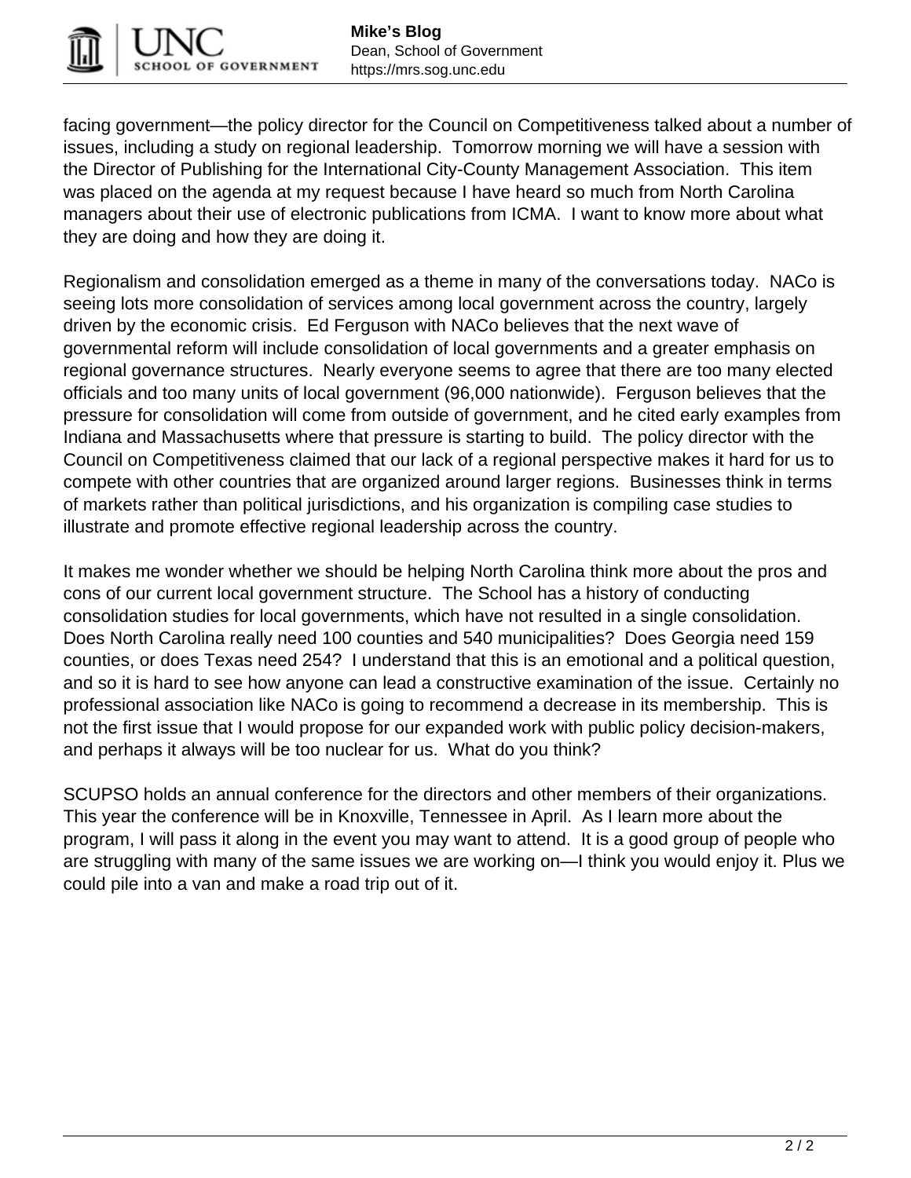facing government—the policy director for the Council on Competitiveness talked about a number of issues, including a study on regional leadership. Tomorrow morning we will have a session with the Director of Publishing for the International City-County Management Association. This item was placed on the agenda at my request because I have heard so much from North Carolina managers about their use of electronic publications from ICMA. I want to know more about what they are doing and how they are doing it.

Regionalism and consolidation emerged as a theme in many of the conversations today. NACo is seeing lots more consolidation of services among local government across the country, largely driven by the economic crisis. Ed Ferguson with NACo believes that the next wave of governmental reform will include consolidation of local governments and a greater emphasis on regional governance structures. Nearly everyone seems to agree that there are too many elected officials and too many units of local government (96,000 nationwide). Ferguson believes that the pressure for consolidation will come from outside of government, and he cited early examples from Indiana and Massachusetts where that pressure is starting to build. The policy director with the Council on Competitiveness claimed that our lack of a regional perspective makes it hard for us to compete with other countries that are organized around larger regions. Businesses think in terms of markets rather than political jurisdictions, and his organization is compiling case studies to illustrate and promote effective regional leadership across the country.

It makes me wonder whether we should be helping North Carolina think more about the pros and cons of our current local government structure. The School has a history of conducting consolidation studies for local governments, which have not resulted in a single consolidation. Does North Carolina really need 100 counties and 540 municipalities? Does Georgia need 159 counties, or does Texas need 254? I understand that this is an emotional and a political question, and so it is hard to see how anyone can lead a constructive examination of the issue. Certainly no professional association like NACo is going to recommend a decrease in its membership. This is not the first issue that I would propose for our expanded work with public policy decision-makers, and perhaps it always will be too nuclear for us. What do you think?

SCUPSO holds an annual conference for the directors and other members of their organizations. This year the conference will be in Knoxville, Tennessee in April. As I learn more about the program, I will pass it along in the event you may want to attend. It is a good group of people who are struggling with many of the same issues we are working on—I think you would enjoy it. Plus we could pile into a van and make a road trip out of it.